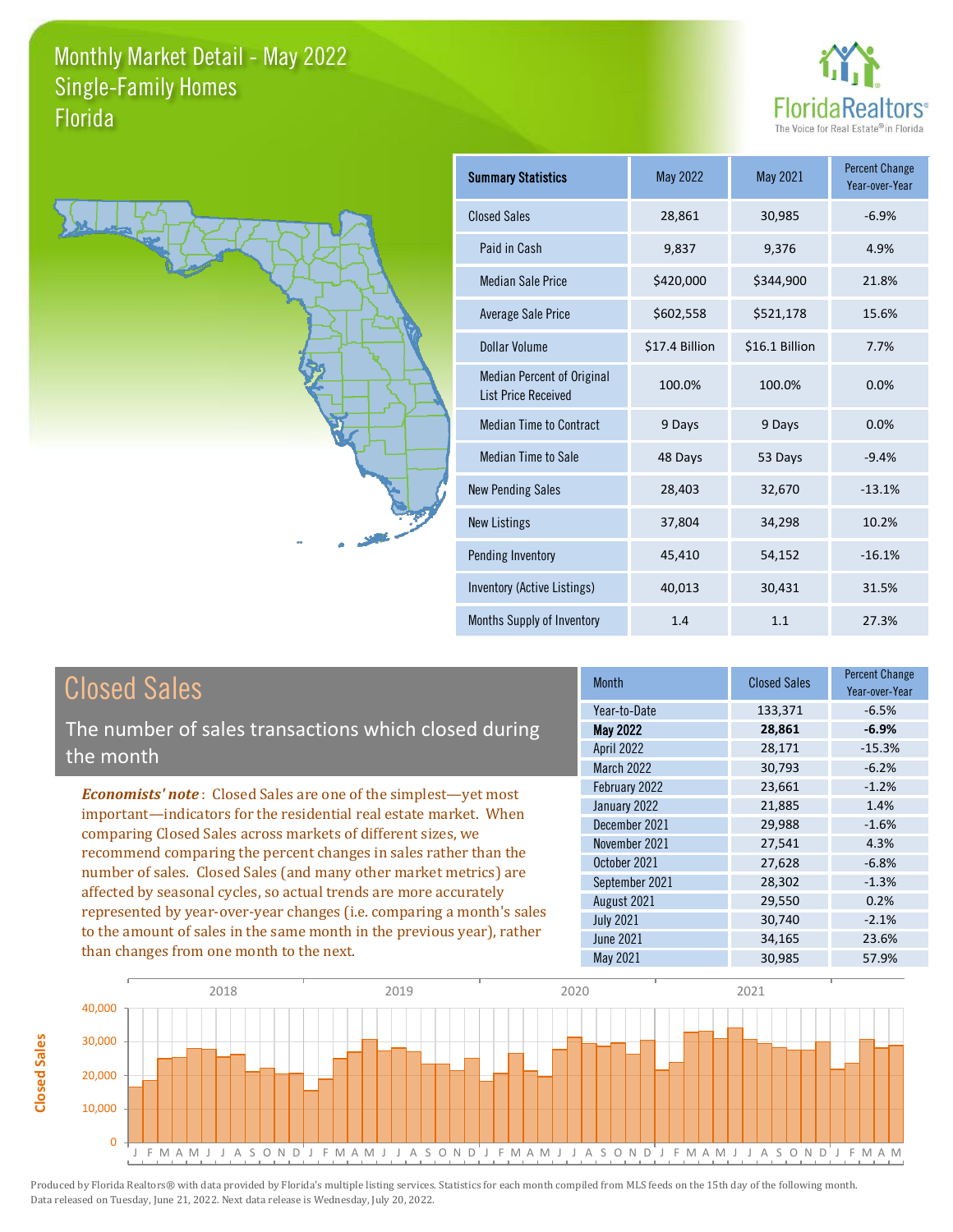# Monthly Market Detail - May 2022
## Single-Family Homes
## Florida

FloridaRealtors® The Voice for Real Estate® in Florida

| Summary Statistics | May 2022 | May 2021 | Percent Change Year-over-Year |
|---|---|---|---|
| Closed Sales | 28,861 | 30,985 | -6.9% |
| Paid in Cash | 9,837 | 9,376 | 4.9% |
| Median Sale Price | $420,000 | $344,900 | 21.8% |
| Average Sale Price | $602,558 | $521,178 | 15.6% |
| Dollar Volume | $17.4 Billion | $16.1 Billion | 7.7% |
| Median Percent of Original List Price Received | 100.0% | 100.0% | 0.0% |
| Median Time to Contract | 9 Days | 9 Days | 0.0% |
| Median Time to Sale | 48 Days | 53 Days | -9.4% |
| New Pending Sales | 28,403 | 32,670 | -13.1% |
| New Listings | 37,804 | 34,298 | 10.2% |
| Pending Inventory | 45,410 | 54,152 | -16.1% |
| Inventory (Active Listings) | 40,013 | 30,431 | 31.5% |
| Months Supply of Inventory | 1.4 | 1.1 | 27.3% |

## Closed Sales

The number of sales transactions which closed during the month

***Economists' note***: Closed Sales are one of the simplest—yet most important—indicators for the residential real estate market. When comparing Closed Sales across markets of different sizes, we recommend comparing the percent changes in sales rather than the number of sales. Closed Sales (and many other market metrics) are affected by seasonal cycles, so actual trends are more accurately represented by year-over-year changes (i.e. comparing a month's sales to the amount of sales in the same month in the previous year), rather than changes from one month to the next.

| Month | Closed Sales | Percent Change Year-over-Year |
|---|---|---|
| Year-to-Date | 133,371 | -6.5% |
| **May 2022** | **28,861** | **-6.9%** |
| April 2022 | 28,171 | -15.3% |
| March 2022 | 30,793 | -6.2% |
| February 2022 | 23,661 | -1.2% |
| January 2022 | 21,885 | 1.4% |
| December 2021 | 29,988 | -1.6% |
| November 2021 | 27,541 | 4.3% |
| October 2021 | 27,628 | -6.8% |
| September 2021 | 28,302 | -1.3% |
| August 2021 | 29,550 | 0.2% |
| July 2021 | 30,740 | -2.1% |
| June 2021 | 34,165 | 23.6% |
| May 2021 | 30,985 | 57.9% |

Produced by Florida Realtors® with data provided by Florida's multiple listing services. Statistics for each month compiled from MLS feeds on the 15th day of the following month. Data released on Tuesday, June 21, 2022. Next data release is Wednesday, July 20, 2022.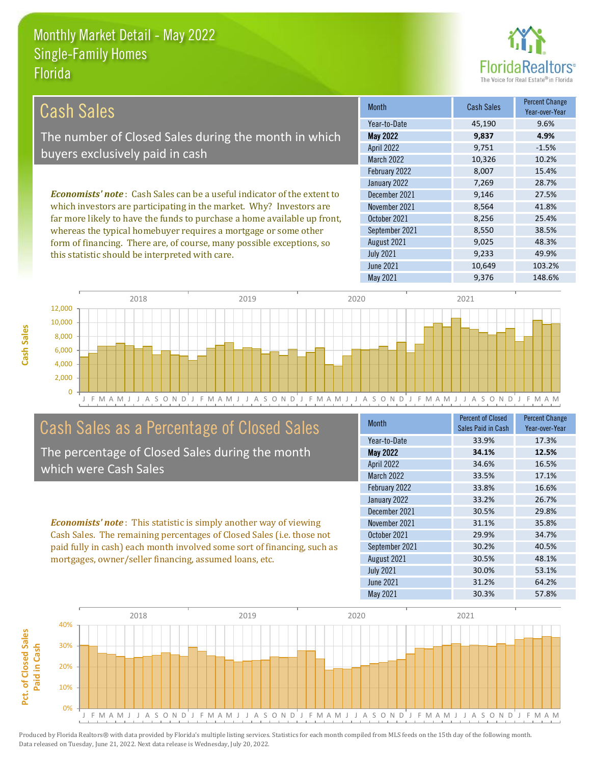# Monthly Market Detail - May 2022
## Single-Family Homes
## Florida

## Cash Sales

The number of Closed Sales during the month in which buyers exclusively paid in cash

*Economists' note*: Cash Sales can be a useful indicator of the extent to which investors are participating in the market. Why? Investors are far more likely to have the funds to purchase a home available up front, whereas the typical homebuyer requires a mortgage or some other form of financing. There are, of course, many possible exceptions, so this statistic should be interpreted with care.

| Month | Cash Sales | Percent Change Year-over-Year |
|---|---|---|
| Year-to-Date | 45,190 | 9.6% |
| **May 2022** | **9,837** | **4.9%** |
| April 2022 | 9,751 | -1.5% |
| March 2022 | 10,326 | 10.2% |
| February 2022 | 8,007 | 15.4% |
| January 2022 | 7,269 | 28.7% |
| December 2021 | 9,146 | 27.5% |
| November 2021 | 8,564 | 41.8% |
| October 2021 | 8,256 | 25.4% |
| September 2021 | 8,550 | 38.5% |
| August 2021 | 9,025 | 48.3% |
| July 2021 | 9,233 | 49.9% |
| June 2021 | 10,649 | 103.2% |
| May 2021 | 9,376 | 148.6% |

## Cash Sales as a Percentage of Closed Sales

The percentage of Closed Sales during the month which were Cash Sales

*Economists' note*: This statistic is simply another way of viewing Cash Sales. The remaining percentages of Closed Sales (i.e. those not paid fully in cash) each month involved some sort of financing, such as mortgages, owner/seller financing, assumed loans, etc.

| Month | Percent of Closed Sales Paid in Cash | Percent Change Year-over-Year |
|---|---|---|
| Year-to-Date | 33.9% | 17.3% |
| **May 2022** | **34.1%** | **12.5%** |
| April 2022 | 34.6% | 16.5% |
| March 2022 | 33.5% | 17.1% |
| February 2022 | 33.8% | 16.6% |
| January 2022 | 33.2% | 26.7% |
| December 2021 | 30.5% | 29.8% |
| November 2021 | 31.1% | 35.8% |
| October 2021 | 29.9% | 34.7% |
| September 2021 | 30.2% | 40.5% |
| August 2021 | 30.5% | 48.1% |
| July 2021 | 30.0% | 53.1% |
| June 2021 | 31.2% | 64.2% |
| May 2021 | 30.3% | 57.8% |

Produced by Florida Realtors® with data provided by Florida's multiple listing services. Statistics for each month compiled from MLS feeds on the 15th day of the following month. Data released on Tuesday, June 21, 2022. Next data release is Wednesday, July 20, 2022.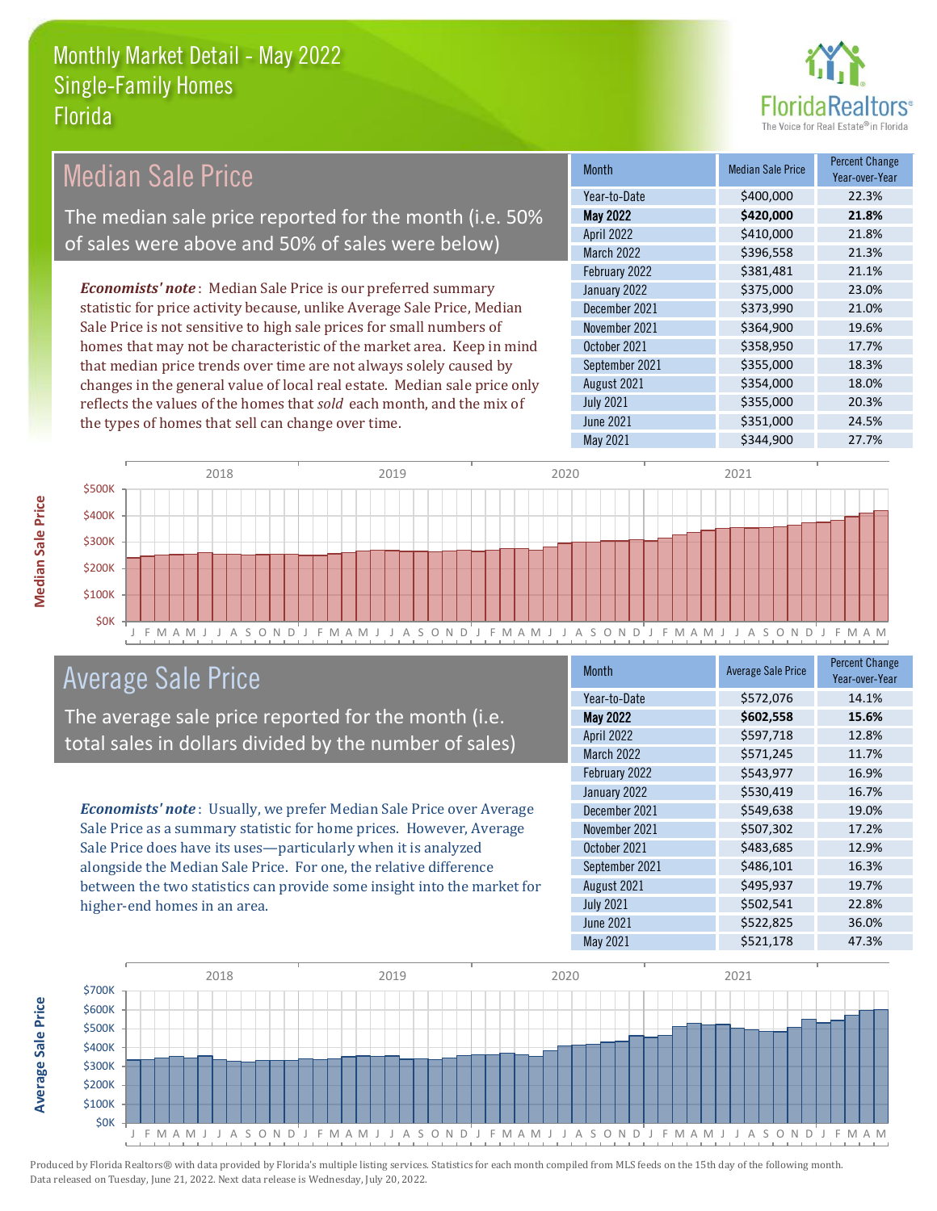# Monthly Market Detail - May 2022
## Single-Family Homes
## Florida

## Median Sale Price

The median sale price reported for the month (i.e. 50% of sales were above and 50% of sales were below)

***Economists' note***: Median Sale Price is our preferred summary statistic for price activity because, unlike Average Sale Price, Median Sale Price is not sensitive to high sale prices for small numbers of homes that may not be characteristic of the market area. Keep in mind that median price trends over time are not always solely caused by changes in the general value of local real estate. Median sale price only reflects the values of the homes that *sold* each month, and the mix of the types of homes that sell can change over time.

| Month | Median Sale Price | Percent Change Year-over-Year |
|---|---|---|
| Year-to-Date | $400,000 | 22.3% |
| **May 2022** | **$420,000** | **21.8%** |
| April 2022 | $410,000 | 21.8% |
| March 2022 | $396,558 | 21.3% |
| February 2022 | $381,481 | 21.1% |
| January 2022 | $375,000 | 23.0% |
| December 2021 | $373,990 | 21.0% |
| November 2021 | $364,900 | 19.6% |
| October 2021 | $358,950 | 17.7% |
| September 2021 | $355,000 | 18.3% |
| August 2021 | $354,000 | 18.0% |
| July 2021 | $355,000 | 20.3% |
| June 2021 | $351,000 | 24.5% |
| May 2021 | $344,900 | 27.7% |

## Average Sale Price

The average sale price reported for the month (i.e. total sales in dollars divided by the number of sales)

***Economists' note***: Usually, we prefer Median Sale Price over Average Sale Price as a summary statistic for home prices. However, Average Sale Price does have its uses—particularly when it is analyzed alongside the Median Sale Price. For one, the relative difference between the two statistics can provide some insight into the market for higher-end homes in an area.

| Month | Average Sale Price | Percent Change Year-over-Year |
|---|---|---|
| Year-to-Date | $572,076 | 14.1% |
| **May 2022** | **$602,558** | **15.6%** |
| April 2022 | $597,718 | 12.8% |
| March 2022 | $571,245 | 11.7% |
| February 2022 | $543,977 | 16.9% |
| January 2022 | $530,419 | 16.7% |
| December 2021 | $549,638 | 19.0% |
| November 2021 | $507,302 | 17.2% |
| October 2021 | $483,685 | 12.9% |
| September 2021 | $486,101 | 16.3% |
| August 2021 | $495,937 | 19.7% |
| July 2021 | $502,541 | 22.8% |
| June 2021 | $522,825 | 36.0% |
| May 2021 | $521,178 | 47.3% |

Produced by Florida Realtors® with data provided by Florida's multiple listing services. Statistics for each month compiled from MLS feeds on the 15th day of the following month. Data released on Tuesday, June 21, 2022. Next data release is Wednesday, July 20, 2022.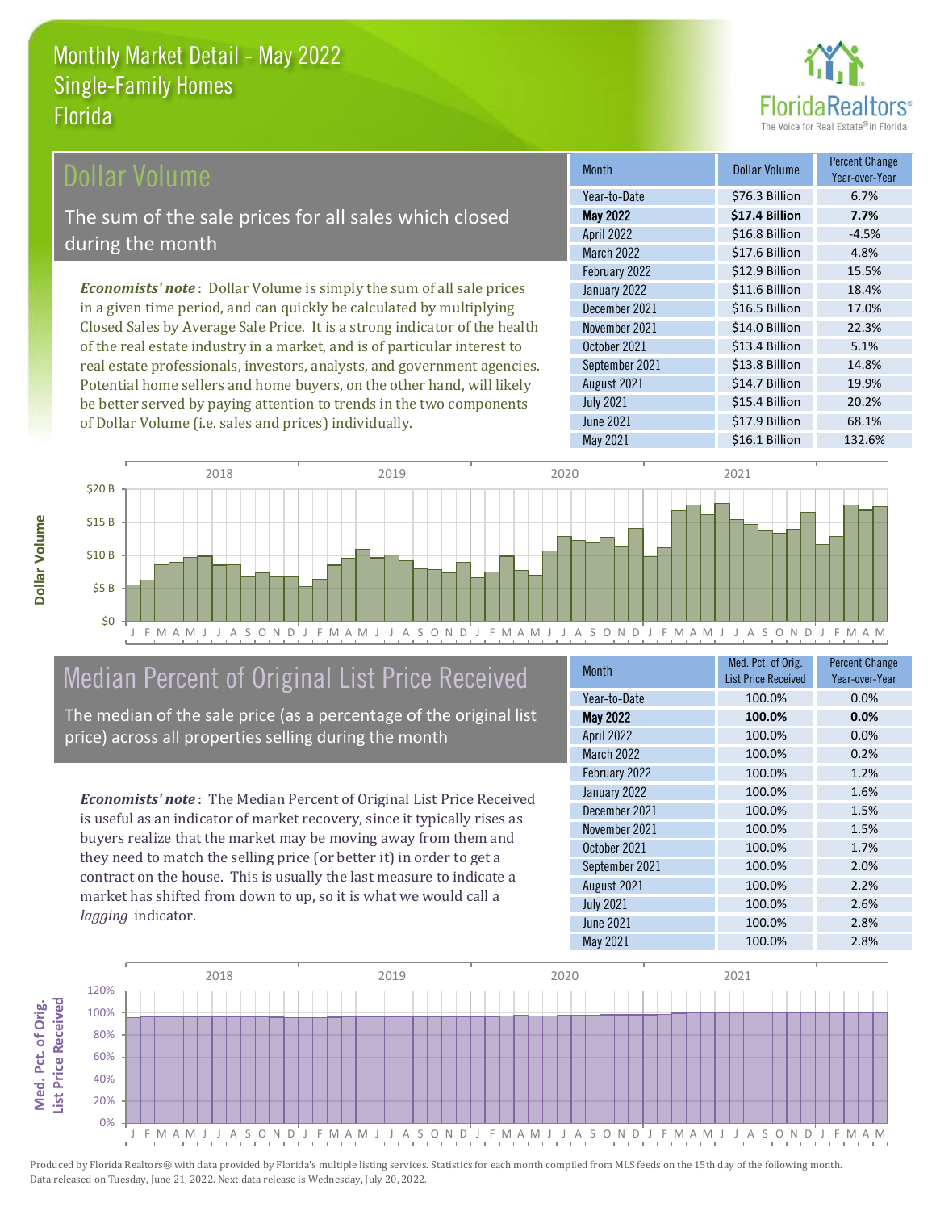# Monthly Market Detail - May 2022
## Single-Family Homes
## Florida

## Dollar Volume

The sum of the sale prices for all sales which closed during the month

*Economists' note*: Dollar Volume is simply the sum of all sale prices in a given time period, and can quickly be calculated by multiplying Closed Sales by Average Sale Price. It is a strong indicator of the health of the real estate industry in a market, and is of particular interest to real estate professionals, investors, analysts, and government agencies. Potential home sellers and home buyers, on the other hand, will likely be better served by paying attention to trends in the two components of Dollar Volume (i.e. sales and prices) individually.

| Month | Dollar Volume | Percent Change Year-over-Year |
|---|---|---|
| Year-to-Date | $76.3 Billion | 6.7% |
| **May 2022** | **$17.4 Billion** | **7.7%** |
| April 2022 | $16.8 Billion | -4.5% |
| March 2022 | $17.6 Billion | 4.8% |
| February 2022 | $12.9 Billion | 15.5% |
| January 2022 | $11.6 Billion | 18.4% |
| December 2021 | $16.5 Billion | 17.0% |
| November 2021 | $14.0 Billion | 22.3% |
| October 2021 | $13.4 Billion | 5.1% |
| September 2021 | $13.8 Billion | 14.8% |
| August 2021 | $14.7 Billion | 19.9% |
| July 2021 | $15.4 Billion | 20.2% |
| June 2021 | $17.9 Billion | 68.1% |
| May 2021 | $16.1 Billion | 132.6% |

## Median Percent of Original List Price Received

The median of the sale price (as a percentage of the original list price) across all properties selling during the month

*Economists' note*: The Median Percent of Original List Price Received is useful as an indicator of market recovery, since it typically rises as buyers realize that the market may be moving away from them and they need to match the selling price (or better it) in order to get a contract on the house. This is usually the last measure to indicate a market has shifted from down to up, so it is what we would call a *lagging* indicator.

| Month | Med. Pct. of Orig. List Price Received | Percent Change Year-over-Year |
|---|---|---|
| Year-to-Date | 100.0% | 0.0% |
| **May 2022** | **100.0%** | **0.0%** |
| April 2022 | 100.0% | 0.0% |
| March 2022 | 100.0% | 0.2% |
| February 2022 | 100.0% | 1.2% |
| January 2022 | 100.0% | 1.6% |
| December 2021 | 100.0% | 1.5% |
| November 2021 | 100.0% | 1.5% |
| October 2021 | 100.0% | 1.7% |
| September 2021 | 100.0% | 2.0% |
| August 2021 | 100.0% | 2.2% |
| July 2021 | 100.0% | 2.6% |
| June 2021 | 100.0% | 2.8% |
| May 2021 | 100.0% | 2.8% |

Produced by Florida Realtors® with data provided by Florida's multiple listing services. Statistics for each month compiled from MLS feeds on the 15th day of the following month. Data released on Tuesday, June 21, 2022. Next data release is Wednesday, July 20, 2022.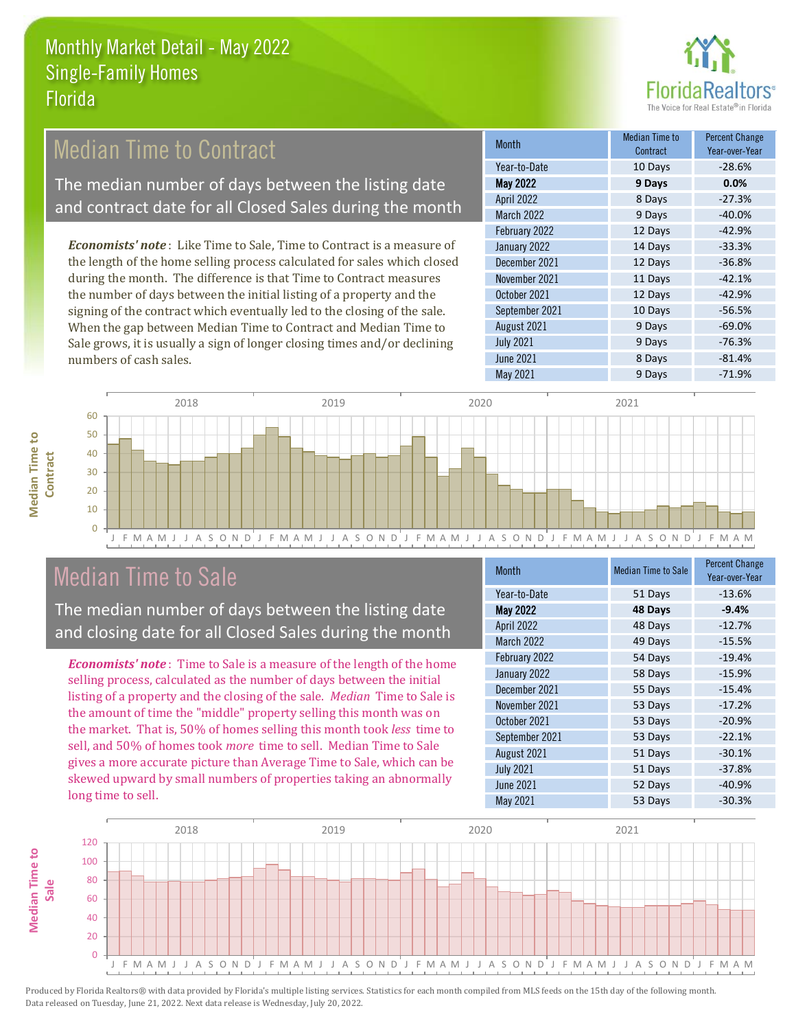# Monthly Market Detail - May 2022
## Single-Family Homes
## Florida

## Median Time to Contract

The median number of days between the listing date and contract date for all Closed Sales during the month

***Economists' note***: Like Time to Sale, Time to Contract is a measure of the length of the home selling process calculated for sales which closed during the month. The difference is that Time to Contract measures the number of days between the initial listing of a property and the signing of the contract which eventually led to the closing of the sale. When the gap between Median Time to Contract and Median Time to Sale grows, it is usually a sign of longer closing times and/or declining numbers of cash sales.

| Month | Median Time to Contract | Percent Change Year-over-Year |
|---|---|---|
| Year-to-Date | 10 Days | -28.6% |
| **May 2022** | **9 Days** | **0.0%** |
| April 2022 | 8 Days | -27.3% |
| March 2022 | 9 Days | -40.0% |
| February 2022 | 12 Days | -42.9% |
| January 2022 | 14 Days | -33.3% |
| December 2021 | 12 Days | -36.8% |
| November 2021 | 11 Days | -42.1% |
| October 2021 | 12 Days | -42.9% |
| September 2021 | 10 Days | -56.5% |
| August 2021 | 9 Days | -69.0% |
| July 2021 | 9 Days | -76.3% |
| June 2021 | 8 Days | -81.4% |
| May 2021 | 9 Days | -71.9% |

## Median Time to Sale

The median number of days between the listing date and closing date for all Closed Sales during the month

***Economists' note***: Time to Sale is a measure of the length of the home selling process, calculated as the number of days between the initial listing of a property and the closing of the sale. *Median* Time to Sale is the amount of time the "middle" property selling this month was on the market. That is, 50% of homes selling this month took *less* time to sell, and 50% of homes took *more* time to sell. Median Time to Sale gives a more accurate picture than Average Time to Sale, which can be skewed upward by small numbers of properties taking an abnormally long time to sell.

| Month | Median Time to Sale | Percent Change Year-over-Year |
|---|---|---|
| Year-to-Date | 51 Days | -13.6% |
| **May 2022** | **48 Days** | **-9.4%** |
| April 2022 | 48 Days | -12.7% |
| March 2022 | 49 Days | -15.5% |
| February 2022 | 54 Days | -19.4% |
| January 2022 | 58 Days | -15.9% |
| December 2021 | 55 Days | -15.4% |
| November 2021 | 53 Days | -17.2% |
| October 2021 | 53 Days | -20.9% |
| September 2021 | 53 Days | -22.1% |
| August 2021 | 51 Days | -30.1% |
| July 2021 | 51 Days | -37.8% |
| June 2021 | 52 Days | -40.9% |
| May 2021 | 53 Days | -30.3% |

Produced by Florida Realtors® with data provided by Florida's multiple listing services. Statistics for each month compiled from MLS feeds on the 15th day of the following month. Data released on Tuesday, June 21, 2022. Next data release is Wednesday, July 20, 2022.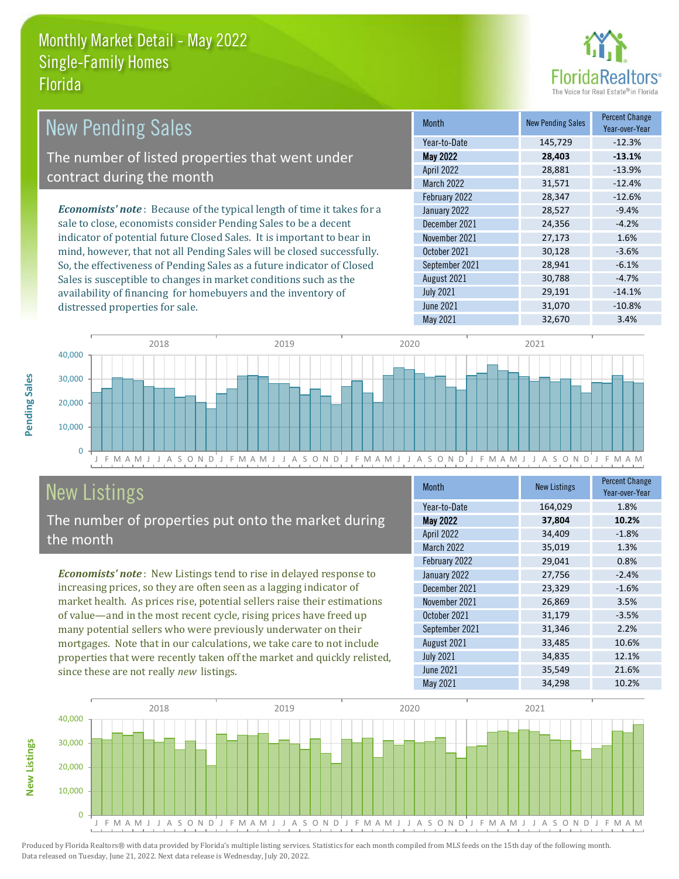# Monthly Market Detail - May 2022
## Single-Family Homes
## Florida

## New Pending Sales

The number of listed properties that went under contract during the month

***Economists' note***: Because of the typical length of time it takes for a sale to close, economists consider Pending Sales to be a decent indicator of potential future Closed Sales. It is important to bear in mind, however, that not all Pending Sales will be closed successfully. So, the effectiveness of Pending Sales as a future indicator of Closed Sales is susceptible to changes in market conditions such as the availability of financing for homebuyers and the inventory of distressed properties for sale.

| Month | New Pending Sales | Percent Change Year-over-Year |
|---|---|---|
| Year-to-Date | 145,729 | -12.3% |
| **May 2022** | **28,403** | **-13.1%** |
| April 2022 | 28,881 | -13.9% |
| March 2022 | 31,571 | -12.4% |
| February 2022 | 28,347 | -12.6% |
| January 2022 | 28,527 | -9.4% |
| December 2021 | 24,356 | -4.2% |
| November 2021 | 27,173 | 1.6% |
| October 2021 | 30,128 | -3.6% |
| September 2021 | 28,941 | -6.1% |
| August 2021 | 30,788 | -4.7% |
| July 2021 | 29,191 | -14.1% |
| June 2021 | 31,070 | -10.8% |
| May 2021 | 32,670 | 3.4% |

## New Listings

The number of properties put onto the market during the month

***Economists' note***: New Listings tend to rise in delayed response to increasing prices, so they are often seen as a lagging indicator of market health. As prices rise, potential sellers raise their estimations of value—and in the most recent cycle, rising prices have freed up many potential sellers who were previously underwater on their mortgages. Note that in our calculations, we take care to not include properties that were recently taken off the market and quickly relisted, since these are not really *new* listings.

| Month | New Listings | Percent Change Year-over-Year |
|---|---|---|
| Year-to-Date | 164,029 | 1.8% |
| **May 2022** | **37,804** | **10.2%** |
| April 2022 | 34,409 | -1.8% |
| March 2022 | 35,019 | 1.3% |
| February 2022 | 29,041 | 0.8% |
| January 2022 | 27,756 | -2.4% |
| December 2021 | 23,329 | -1.6% |
| November 2021 | 26,869 | 3.5% |
| October 2021 | 31,179 | -3.5% |
| September 2021 | 31,346 | 2.2% |
| August 2021 | 33,485 | 10.6% |
| July 2021 | 34,835 | 12.1% |
| June 2021 | 35,549 | 21.6% |
| May 2021 | 34,298 | 10.2% |

Produced by Florida Realtors® with data provided by Florida's multiple listing services. Statistics for each month compiled from MLS feeds on the 15th day of the following month. Data released on Tuesday, June 21, 2022. Next data release is Wednesday, July 20, 2022.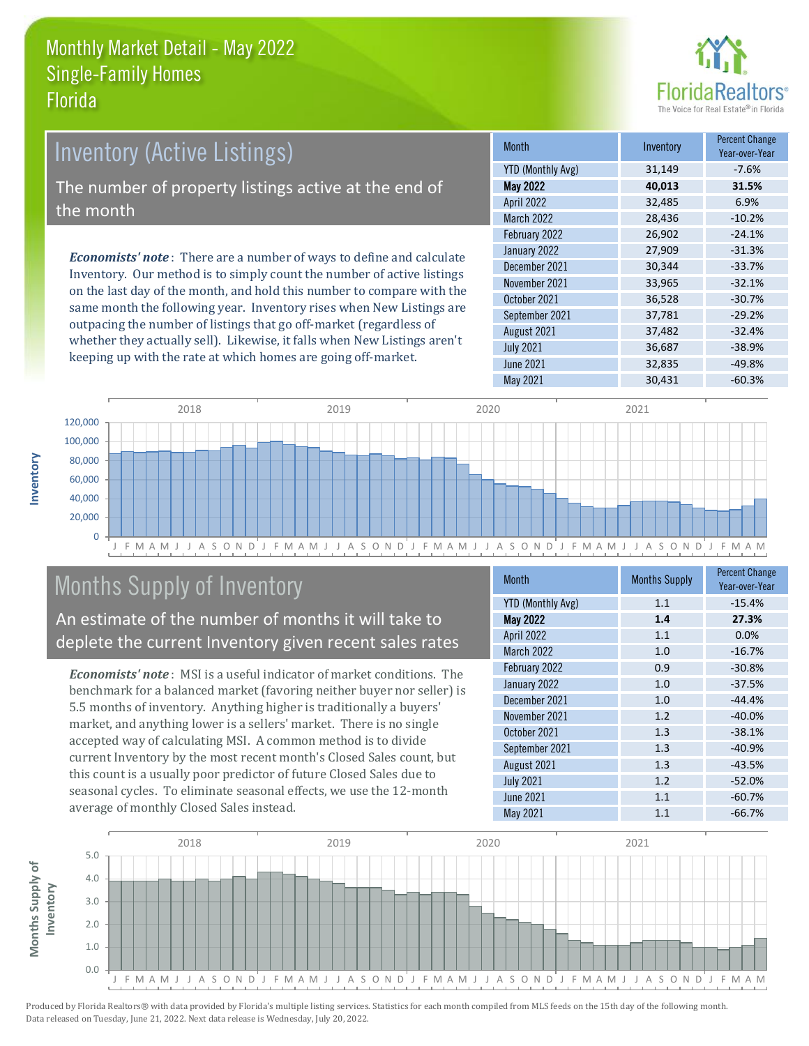# Monthly Market Detail - May 2022
## Single-Family Homes
## Florida

FloridaRealtors®
The Voice for Real Estate® in Florida

## Inventory (Active Listings)

The number of property listings active at the end of the month

***Economists' note***: There are a number of ways to define and calculate Inventory. Our method is to simply count the number of active listings on the last day of the month, and hold this number to compare with the same month the following year. Inventory rises when New Listings are outpacing the number of listings that go off-market (regardless of whether they actually sell). Likewise, it falls when New Listings aren't keeping up with the rate at which homes are going off-market.

| Month | Inventory | Percent Change Year-over-Year |
|---|---|---|
| YTD (Monthly Avg) | 31,149 | -7.6% |
| **May 2022** | **40,013** | **31.5%** |
| April 2022 | 32,485 | 6.9% |
| March 2022 | 28,436 | -10.2% |
| February 2022 | 26,902 | -24.1% |
| January 2022 | 27,909 | -31.3% |
| December 2021 | 30,344 | -33.7% |
| November 2021 | 33,965 | -32.1% |
| October 2021 | 36,528 | -30.7% |
| September 2021 | 37,781 | -29.2% |
| August 2021 | 37,482 | -32.4% |
| July 2021 | 36,687 | -38.9% |
| June 2021 | 32,835 | -49.8% |
| May 2021 | 30,431 | -60.3% |

## Months Supply of Inventory

An estimate of the number of months it will take to deplete the current Inventory given recent sales rates

***Economists' note***: MSI is a useful indicator of market conditions. The benchmark for a balanced market (favoring neither buyer nor seller) is 5.5 months of inventory. Anything higher is traditionally a buyers' market, and anything lower is a sellers' market. There is no single accepted way of calculating MSI. A common method is to divide current Inventory by the most recent month's Closed Sales count, but this count is a usually poor predictor of future Closed Sales due to seasonal cycles. To eliminate seasonal effects, we use the 12-month average of monthly Closed Sales instead.

| Month | Months Supply | Percent Change Year-over-Year |
|---|---|---|
| YTD (Monthly Avg) | 1.1 | -15.4% |
| **May 2022** | **1.4** | **27.3%** |
| April 2022 | 1.1 | 0.0% |
| March 2022 | 1.0 | -16.7% |
| February 2022 | 0.9 | -30.8% |
| January 2022 | 1.0 | -37.5% |
| December 2021 | 1.0 | -44.4% |
| November 2021 | 1.2 | -40.0% |
| October 2021 | 1.3 | -38.1% |
| September 2021 | 1.3 | -40.9% |
| August 2021 | 1.3 | -43.5% |
| July 2021 | 1.2 | -52.0% |
| June 2021 | 1.1 | -60.7% |
| May 2021 | 1.1 | -66.7% |

Produced by Florida Realtors® with data provided by Florida's multiple listing services. Statistics for each month compiled from MLS feeds on the 15th day of the following month. Data released on Tuesday, June 21, 2022. Next data release is Wednesday, July 20, 2022.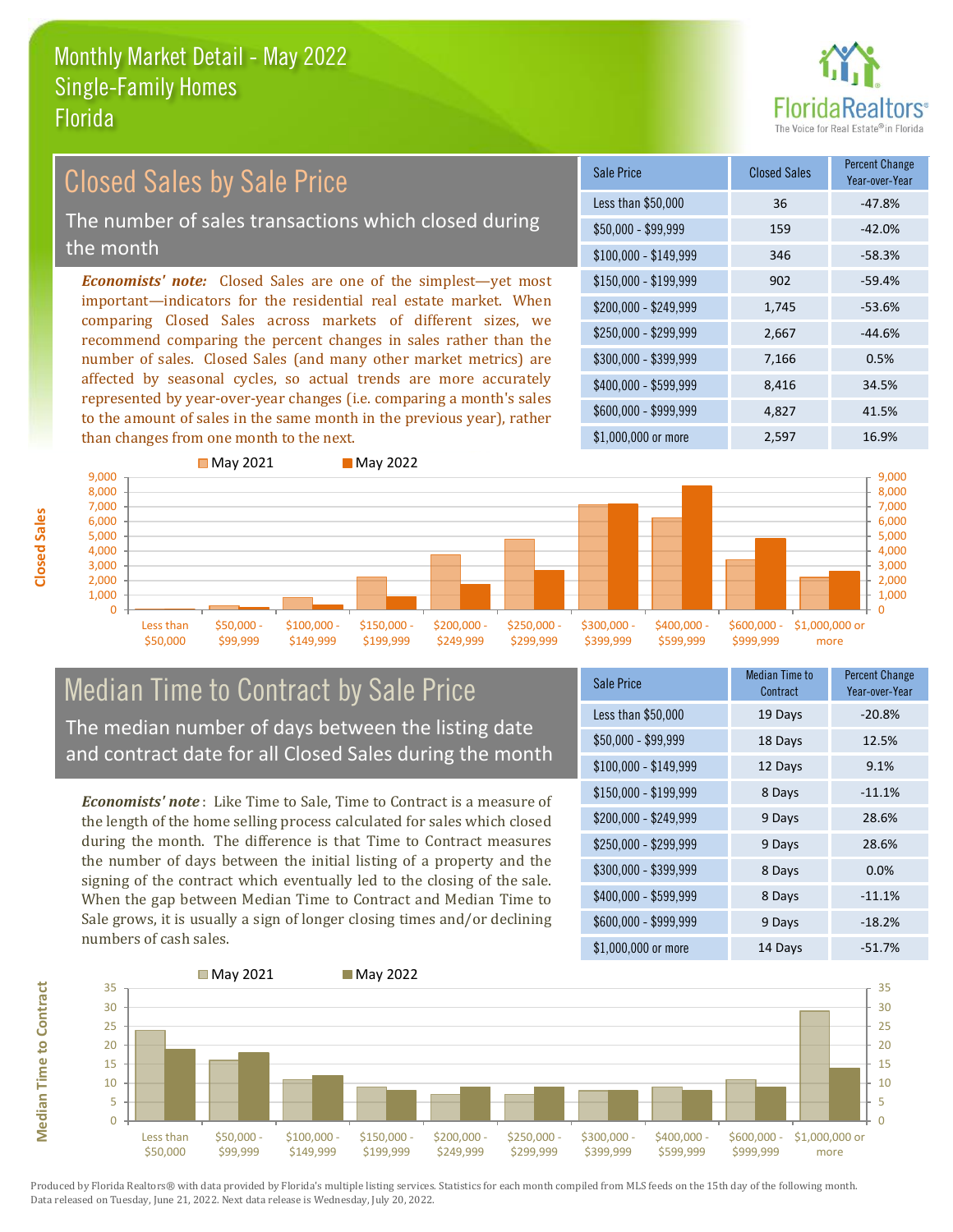# Monthly Market Detail - May 2022
## Single-Family Homes
## Florida

FloridaRealtors®
The Voice for Real Estate® in Florida

## Closed Sales by Sale Price

The number of sales transactions which closed during the month

***Economists' note:*** Closed Sales are one of the simplest—yet most important—indicators for the residential real estate market. When comparing Closed Sales across markets of different sizes, we recommend comparing the percent changes in sales rather than the number of sales. Closed Sales (and many other market metrics) are affected by seasonal cycles, so actual trends are more accurately represented by year-over-year changes (i.e. comparing a month's sales to the amount of sales in the same month in the previous year), rather than changes from one month to the next.

| Sale Price | Closed Sales | Percent Change Year-over-Year |
|---|---|---|
| Less than $50,000 | 36 | -47.8% |
| $50,000 - $99,999 | 159 | -42.0% |
| $100,000 - $149,999 | 346 | -58.3% |
| $150,000 - $199,999 | 902 | -59.4% |
| $200,000 - $249,999 | 1,745 | -53.6% |
| $250,000 - $299,999 | 2,667 | -44.6% |
| $300,000 - $399,999 | 7,166 | 0.5% |
| $400,000 - $599,999 | 8,416 | 34.5% |
| $600,000 - $999,999 | 4,827 | 41.5% |
| $1,000,000 or more | 2,597 | 16.9% |

## Median Time to Contract by Sale Price

The median number of days between the listing date and contract date for all Closed Sales during the month

***Economists' note*** : Like Time to Sale, Time to Contract is a measure of the length of the home selling process calculated for sales which closed during the month. The difference is that Time to Contract measures the number of days between the initial listing of a property and the signing of the contract which eventually led to the closing of the sale. When the gap between Median Time to Contract and Median Time to Sale grows, it is usually a sign of longer closing times and/or declining numbers of cash sales.

| Sale Price | Median Time to Contract | Percent Change Year-over-Year |
|---|---|---|
| Less than $50,000 | 19 Days | -20.8% |
| $50,000 - $99,999 | 18 Days | 12.5% |
| $100,000 - $149,999 | 12 Days | 9.1% |
| $150,000 - $199,999 | 8 Days | -11.1% |
| $200,000 - $249,999 | 9 Days | 28.6% |
| $250,000 - $299,999 | 9 Days | 28.6% |
| $300,000 - $399,999 | 8 Days | 0.0% |
| $400,000 - $599,999 | 8 Days | -11.1% |
| $600,000 - $999,999 | 9 Days | -18.2% |
| $1,000,000 or more | 14 Days | -51.7% |

Produced by Florida Realtors® with data provided by Florida's multiple listing services. Statistics for each month compiled from MLS feeds on the 15th day of the following month. Data released on Tuesday, June 21, 2022. Next data release is Wednesday, July 20, 2022.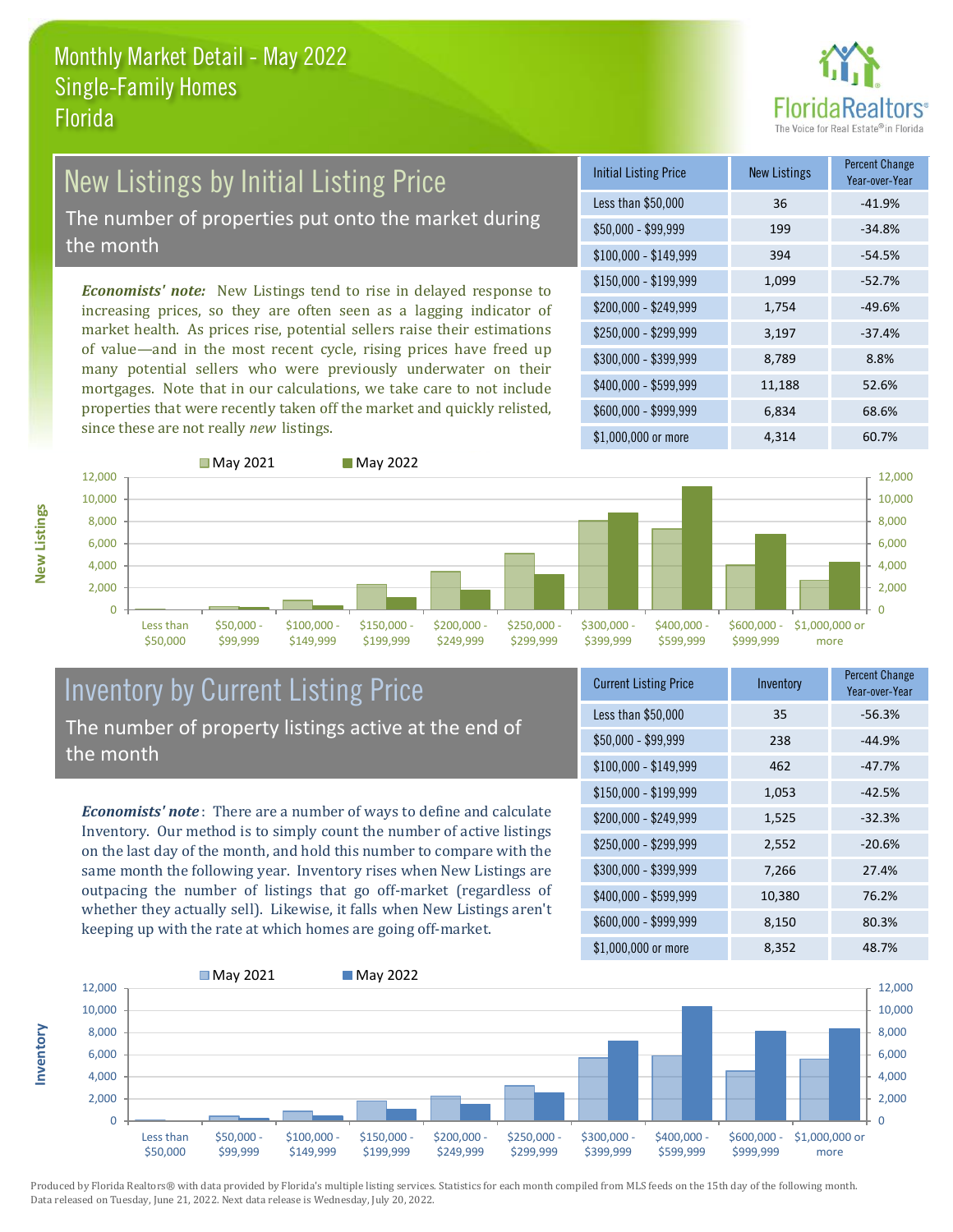# Monthly Market Detail - May 2022
## Single-Family Homes
## Florida

FloridaRealtors® The Voice for Real Estate® in Florida

## New Listings by Initial Listing Price

The number of properties put onto the market during the month

*Economists' note:* New Listings tend to rise in delayed response to increasing prices, so they are often seen as a lagging indicator of market health. As prices rise, potential sellers raise their estimations of value—and in the most recent cycle, rising prices have freed up many potential sellers who were previously underwater on their mortgages. Note that in our calculations, we take care to not include properties that were recently taken off the market and quickly relisted, since these are not really *new* listings.

| Initial Listing Price | New Listings | Percent Change Year-over-Year |
|---|---|---|
| Less than $50,000 | 36 | -41.9% |
| $50,000 - $99,999 | 199 | -34.8% |
| $100,000 - $149,999 | 394 | -54.5% |
| $150,000 - $199,999 | 1,099 | -52.7% |
| $200,000 - $249,999 | 1,754 | -49.6% |
| $250,000 - $299,999 | 3,197 | -37.4% |
| $300,000 - $399,999 | 8,789 | 8.8% |
| $400,000 - $599,999 | 11,188 | 52.6% |
| $600,000 - $999,999 | 6,834 | 68.6% |
| $1,000,000 or more | 4,314 | 60.7% |

## Inventory by Current Listing Price

The number of property listings active at the end of the month

*Economists' note*: There are a number of ways to define and calculate Inventory. Our method is to simply count the number of active listings on the last day of the month, and hold this number to compare with the same month the following year. Inventory rises when New Listings are outpacing the number of listings that go off-market (regardless of whether they actually sell). Likewise, it falls when New Listings aren't keeping up with the rate at which homes are going off-market.

| Current Listing Price | Inventory | Percent Change Year-over-Year |
|---|---|---|
| Less than $50,000 | 35 | -56.3% |
| $50,000 - $99,999 | 238 | -44.9% |
| $100,000 - $149,999 | 462 | -47.7% |
| $150,000 - $199,999 | 1,053 | -42.5% |
| $200,000 - $249,999 | 1,525 | -32.3% |
| $250,000 - $299,999 | 2,552 | -20.6% |
| $300,000 - $399,999 | 7,266 | 27.4% |
| $400,000 - $599,999 | 10,380 | 76.2% |
| $600,000 - $999,999 | 8,150 | 80.3% |
| $1,000,000 or more | 8,352 | 48.7% |

Produced by Florida Realtors® with data provided by Florida's multiple listing services. Statistics for each month compiled from MLS feeds on the 15th day of the following month. Data released on Tuesday, June 21, 2022. Next data release is Wednesday, July 20, 2022.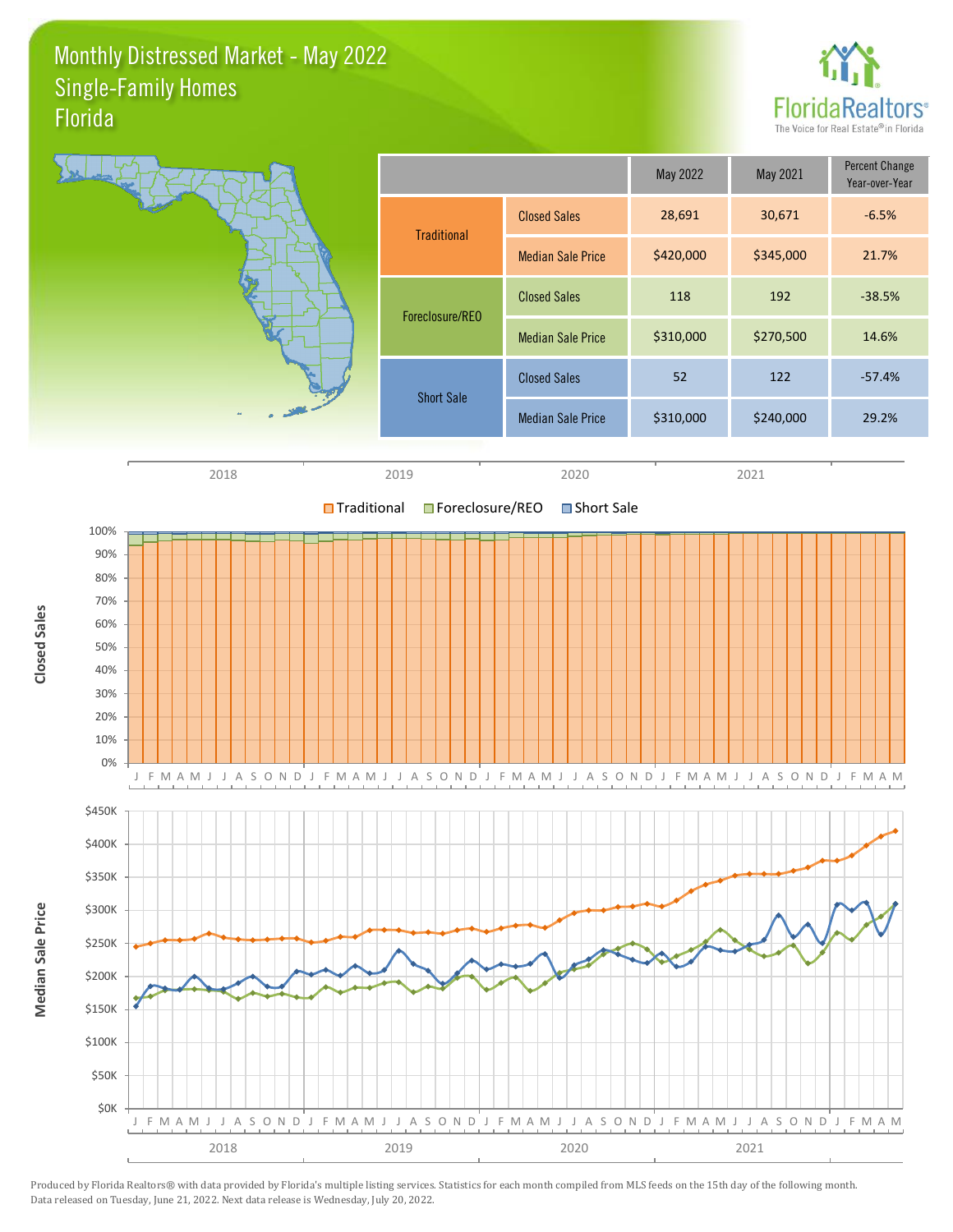# Monthly Distressed Market - May 2022
## Single-Family Homes
## Florida

FloridaRealtors® The Voice for Real Estate® in Florida

| | | May 2022 | May 2021 | Percent Change Year-over-Year |
|---|---|---|---|---|
| Traditional | Closed Sales | 28,691 | 30,671 | -6.5% |
| | Median Sale Price | $420,000 | $345,000 | 21.7% |
| Foreclosure/REO | Closed Sales | 118 | 192 | -38.5% |
| | Median Sale Price | $310,000 | $270,500 | 14.6% |
| Short Sale | Closed Sales | 52 | 122 | -57.4% |
| | Median Sale Price | $310,000 | $240,000 | 29.2% |

2018 2019 2020 2021

Traditional Foreclosure/REO Short Sale

Closed Sales

100% 90% 80% 70% 60% 50% 40% 30% 20% 10% 0%

J F M A M J J A S O N D J F M A M J J A S O N D J F M A M J J A S O N D J F M A M J J A S O N D J F M A M

Median Sale Price

$450K $400K $350K $300K $250K $200K $150K $100K $50K $0K

J F M A M J J A S O N D J F M A M J J A S O N D J F M A M J J A S O N D J F M A M J J A S O N D J F M A M

2018 2019 2020 2021

Produced by Florida Realtors® with data provided by Florida's multiple listing services. Statistics for each month compiled from MLS feeds on the 15th day of the following month. Data released on Tuesday, June 21, 2022. Next data release is Wednesday, July 20, 2022.